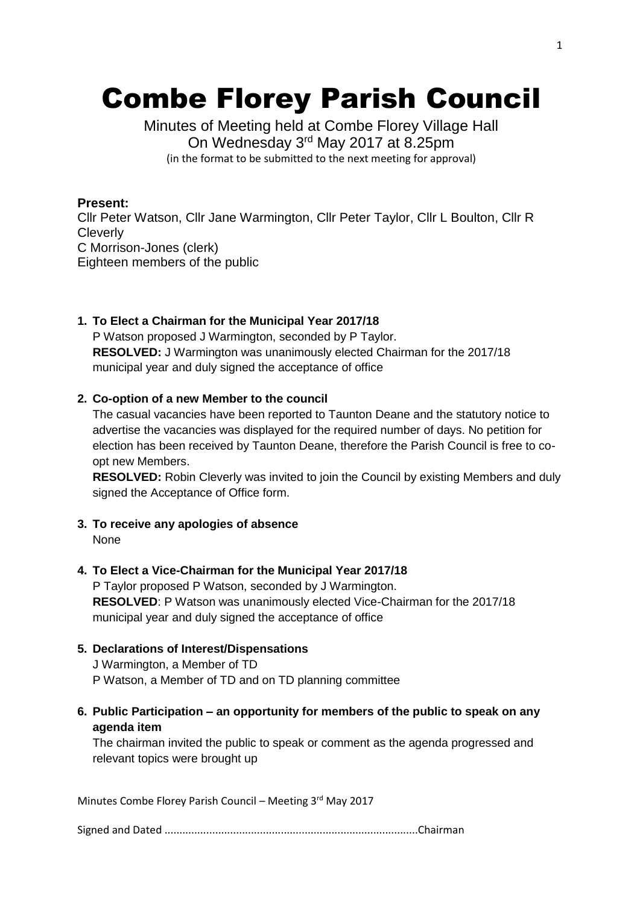# Combe Florey Parish Council

Minutes of Meeting held at Combe Florey Village Hall
On Wednesday 3rd May 2017 at 8.25pm
(in the format to be submitted to the next meeting for approval)

**Present:**
Cllr Peter Watson, Cllr Jane Warmington, Cllr Peter Taylor, Cllr L Boulton, Cllr R Cleverly
C Morrison-Jones (clerk)
Eighteen members of the public

1. **To Elect a Chairman for the Municipal Year 2017/18**
   P Watson proposed J Warmington, seconded by P Taylor.
   **RESOLVED:** J Warmington was unanimously elected Chairman for the 2017/18 municipal year and duly signed the acceptance of office

2. **Co-option of a new Member to the council**
   The casual vacancies have been reported to Taunton Deane and the statutory notice to advertise the vacancies was displayed for the required number of days. No petition for election has been received by Taunton Deane, therefore the Parish Council is free to co-opt new Members.
   **RESOLVED:** Robin Cleverly was invited to join the Council by existing Members and duly signed the Acceptance of Office form.

3. **To receive any apologies of absence**
   None

4. **To Elect a Vice-Chairman for the Municipal Year 2017/18**
   P Taylor proposed P Watson, seconded by J Warmington.
   **RESOLVED**: P Watson was unanimously elected Vice-Chairman for the 2017/18 municipal year and duly signed the acceptance of office

5. **Declarations of Interest/Dispensations**
   J Warmington, a Member of TD
   P Watson, a Member of TD and on TD planning committee

6. **Public Participation – an opportunity for members of the public to speak on any agenda item**
   The chairman invited the public to speak or comment as the agenda progressed and relevant topics were brought up

Minutes Combe Florey Parish Council – Meeting 3rd May 2017

Signed and Dated ....................................................................................Chairman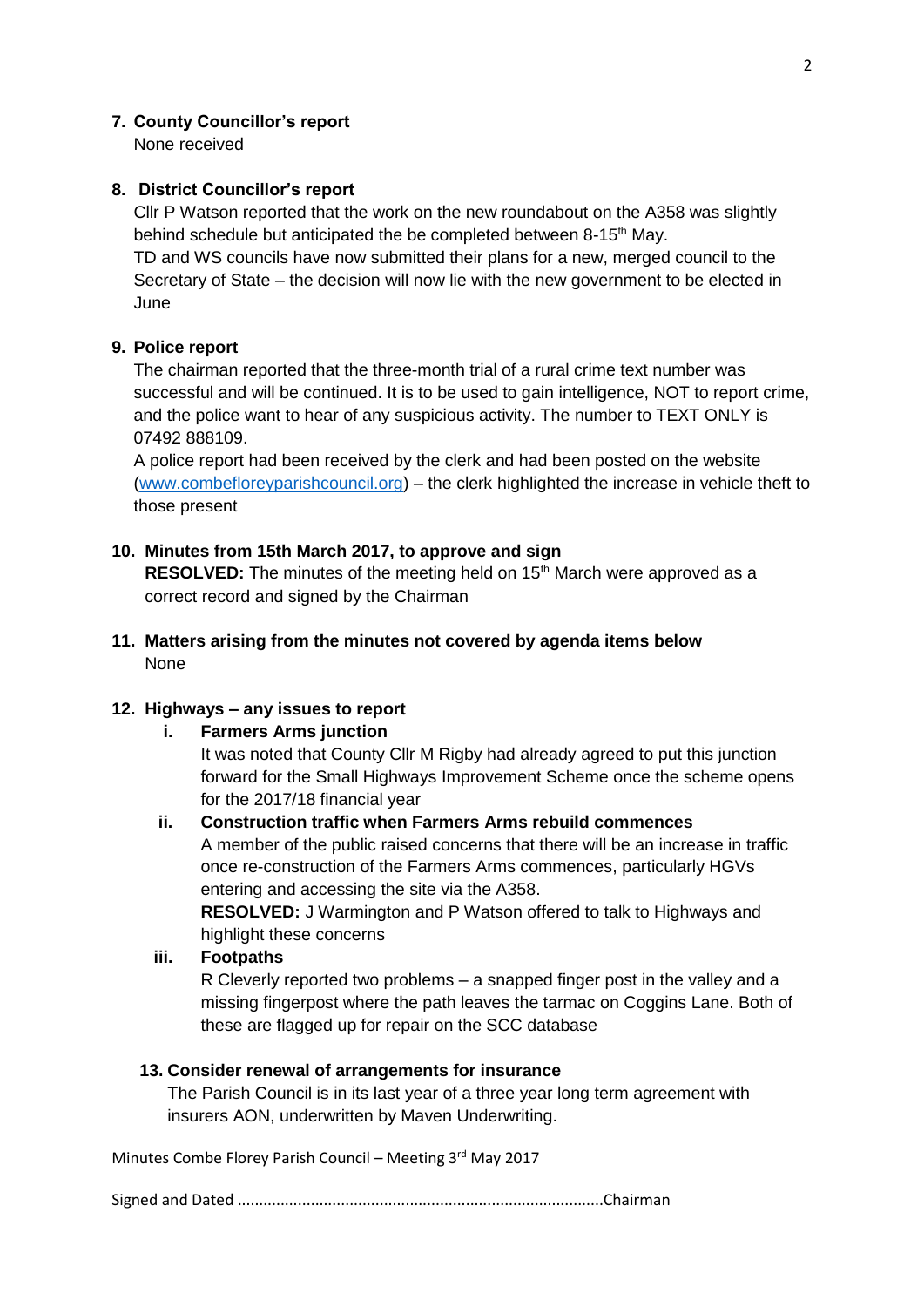7. **County Councillor's report**

   None received

8. **District Councillor's report**

   Cllr P Watson reported that the work on the new roundabout on the A358 was slightly behind schedule but anticipated the be completed between 8-15th May.

   TD and WS councils have now submitted their plans for a new, merged council to the Secretary of State – the decision will now lie with the new government to be elected in June

9. **Police report**

   The chairman reported that the three-month trial of a rural crime text number was successful and will be continued. It is to be used to gain intelligence, NOT to report crime, and the police want to hear of any suspicious activity. The number to TEXT ONLY is 07492 888109.

   A police report had been received by the clerk and had been posted on the website (www.combefloreyparishcouncil.org) – the clerk highlighted the increase in vehicle theft to those present

10. **Minutes from 15th March 2017, to approve and sign**

    **RESOLVED:** The minutes of the meeting held on 15th March were approved as a correct record and signed by the Chairman

11. **Matters arising from the minutes not covered by agenda items below**

    None

12. **Highways – any issues to report**

    i. **Farmers Arms junction**

       It was noted that County Cllr M Rigby had already agreed to put this junction forward for the Small Highways Improvement Scheme once the scheme opens for the 2017/18 financial year

    ii. **Construction traffic when Farmers Arms rebuild commences**

       A member of the public raised concerns that there will be an increase in traffic once re-construction of the Farmers Arms commences, particularly HGVs entering and accessing the site via the A358.

       **RESOLVED:** J Warmington and P Watson offered to talk to Highways and highlight these concerns

    iii. **Footpaths**

       R Cleverly reported two problems – a snapped finger post in the valley and a missing fingerpost where the path leaves the tarmac on Coggins Lane. Both of these are flagged up for repair on the SCC database

13. **Consider renewal of arrangements for insurance**

    The Parish Council is in its last year of a three year long term agreement with insurers AON, underwritten by Maven Underwriting.

Minutes Combe Florey Parish Council – Meeting 3rd May 2017

Signed and Dated ....................................................................................Chairman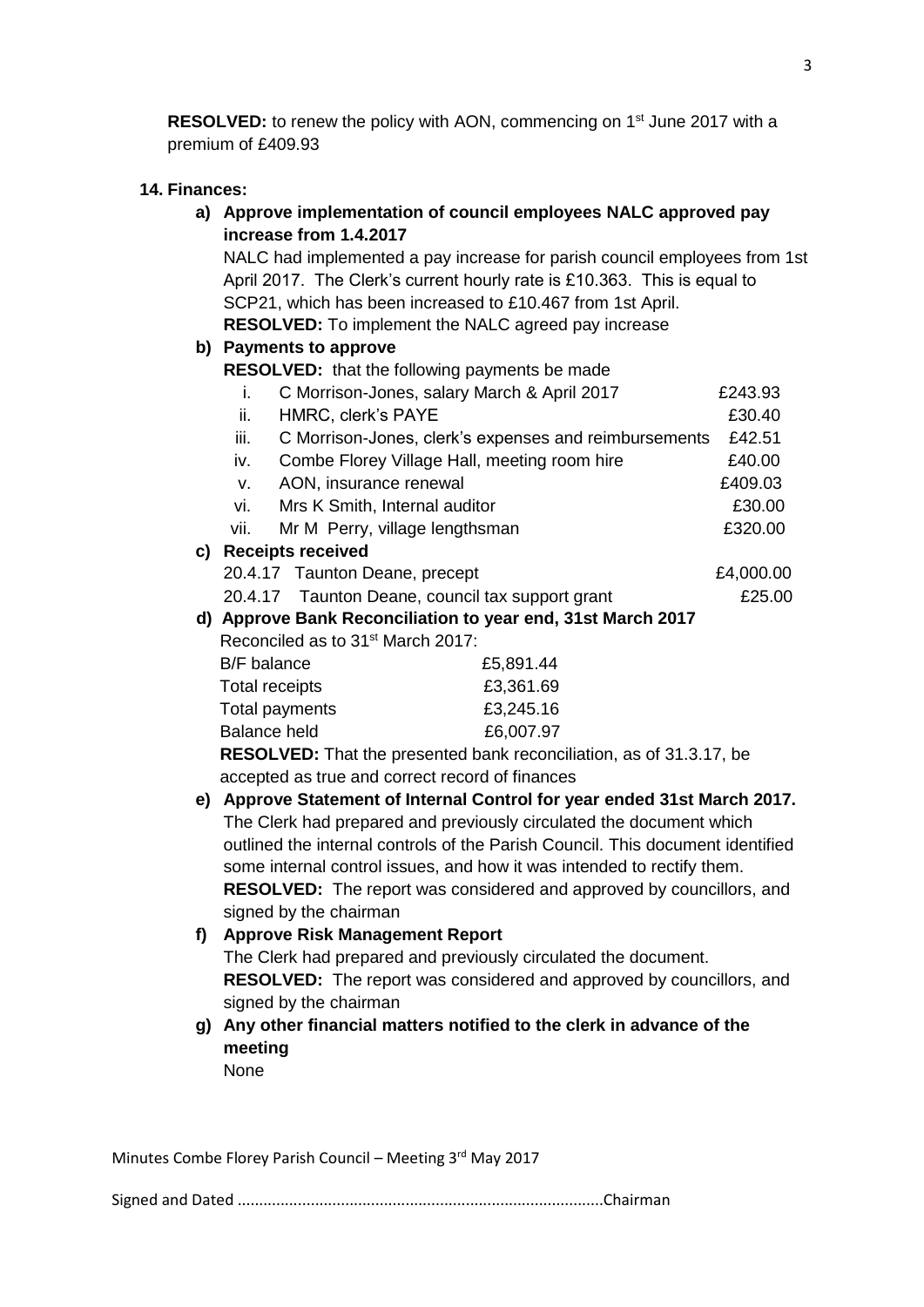**RESOLVED:** to renew the policy with AON, commencing on 1st June 2017 with a premium of £409.93

**14. Finances:**

**a) Approve implementation of council employees NALC approved pay increase from 1.4.2017**

NALC had implemented a pay increase for parish council employees from 1st April 2017. The Clerk's current hourly rate is £10.363. This is equal to SCP21, which has been increased to £10.467 from 1st April.

**RESOLVED:** To implement the NALC agreed pay increase

**b) Payments to approve**

**RESOLVED:** that the following payments be made

| | | |
|---|---|---|
| i. | C Morrison-Jones, salary March & April 2017 | £243.93 |
| ii. | HMRC, clerk's PAYE | £30.40 |
| iii. | C Morrison-Jones, clerk's expenses and reimbursements | £42.51 |
| iv. | Combe Florey Village Hall, meeting room hire | £40.00 |
| v. | AON, insurance renewal | £409.03 |
| vi. | Mrs K Smith, Internal auditor | £30.00 |
| vii. | Mr M Perry, village lengthsman | £320.00 |

**c) Receipts received**

| | | |
|---|---|---|
| 20.4.17 | Taunton Deane, precept | £4,000.00 |
| 20.4.17 | Taunton Deane, council tax support grant | £25.00 |

**d) Approve Bank Reconciliation to year end, 31st March 2017**

Reconciled as to 31st March 2017:

| | |
|---|---|
| B/F balance | £5,891.44 |
| Total receipts | £3,361.69 |
| Total payments | £3,245.16 |
| Balance held | £6,007.97 |

**RESOLVED:** That the presented bank reconciliation, as of 31.3.17, be accepted as true and correct record of finances

**e) Approve Statement of Internal Control for year ended 31st March 2017.**

The Clerk had prepared and previously circulated the document which outlined the internal controls of the Parish Council. This document identified some internal control issues, and how it was intended to rectify them.

**RESOLVED:** The report was considered and approved by councillors, and signed by the chairman

**f) Approve Risk Management Report**

The Clerk had prepared and previously circulated the document.

**RESOLVED:** The report was considered and approved by councillors, and signed by the chairman

**g) Any other financial matters notified to the clerk in advance of the meeting**

None

Minutes Combe Florey Parish Council – Meeting 3rd May 2017

Signed and Dated ....................................................................................Chairman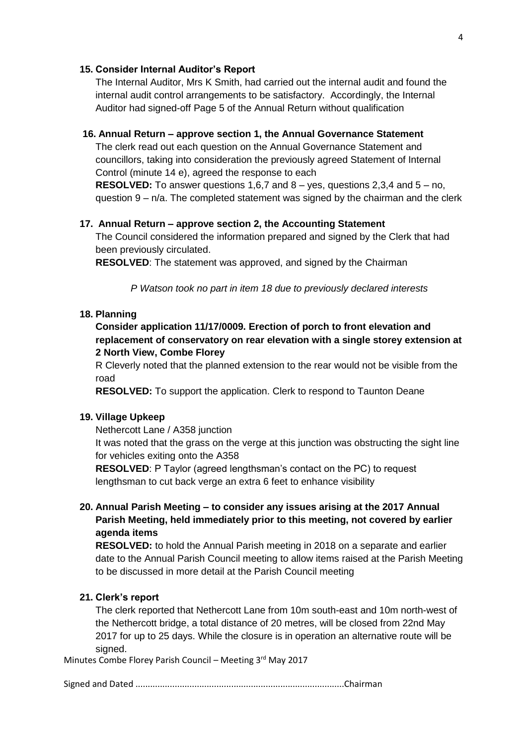### 15. Consider Internal Auditor's Report

The Internal Auditor, Mrs K Smith, had carried out the internal audit and found the internal audit control arrangements to be satisfactory. Accordingly, the Internal Auditor had signed-off Page 5 of the Annual Return without qualification

### 16. Annual Return – approve section 1, the Annual Governance Statement

The clerk read out each question on the Annual Governance Statement and councillors, taking into consideration the previously agreed Statement of Internal Control (minute 14 e), agreed the response to each

**RESOLVED:** To answer questions 1,6,7 and 8 – yes, questions 2,3,4 and 5 – no, question 9 – n/a. The completed statement was signed by the chairman and the clerk

### 17. Annual Return – approve section 2, the Accounting Statement

The Council considered the information prepared and signed by the Clerk that had been previously circulated.

**RESOLVED**: The statement was approved, and signed by the Chairman

*P Watson took no part in item 18 due to previously declared interests*

### 18. Planning

**Consider application 11/17/0009. Erection of porch to front elevation and replacement of conservatory on rear elevation with a single storey extension at 2 North View, Combe Florey**

R Cleverly noted that the planned extension to the rear would not be visible from the road

**RESOLVED:** To support the application. Clerk to respond to Taunton Deane

### 19. Village Upkeep

Nethercott Lane / A358 junction

It was noted that the grass on the verge at this junction was obstructing the sight line for vehicles exiting onto the A358

**RESOLVED**: P Taylor (agreed lengthsman's contact on the PC) to request lengthsman to cut back verge an extra 6 feet to enhance visibility

### 20. Annual Parish Meeting – to consider any issues arising at the 2017 Annual Parish Meeting, held immediately prior to this meeting, not covered by earlier agenda items

**RESOLVED:** to hold the Annual Parish meeting in 2018 on a separate and earlier date to the Annual Parish Council meeting to allow items raised at the Parish Meeting to be discussed in more detail at the Parish Council meeting

### 21. Clerk's report

The clerk reported that Nethercott Lane from 10m south-east and 10m north-west of the Nethercott bridge, a total distance of 20 metres, will be closed from 22nd May 2017 for up to 25 days. While the closure is in operation an alternative route will be signed.

Minutes Combe Florey Parish Council – Meeting 3rd May 2017

Signed and Dated ....................................................................................Chairman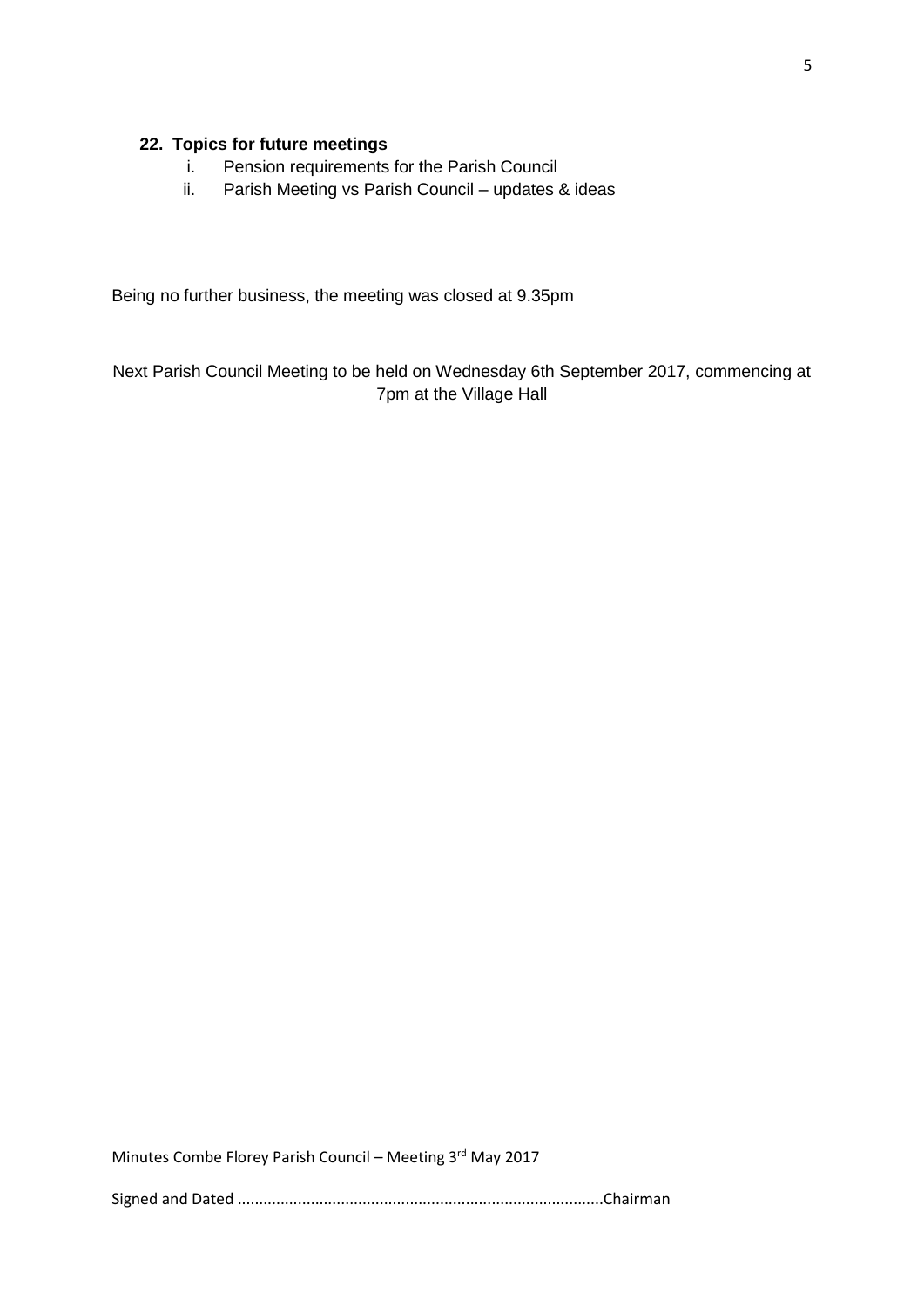**22. Topics for future meetings**

i. Pension requirements for the Parish Council
ii. Parish Meeting vs Parish Council – updates & ideas

Being no further business, the meeting was closed at 9.35pm

Next Parish Council Meeting to be held on Wednesday 6th September 2017, commencing at 7pm at the Village Hall

Minutes Combe Florey Parish Council – Meeting 3rd May 2017

Signed and Dated ....................................................................................Chairman